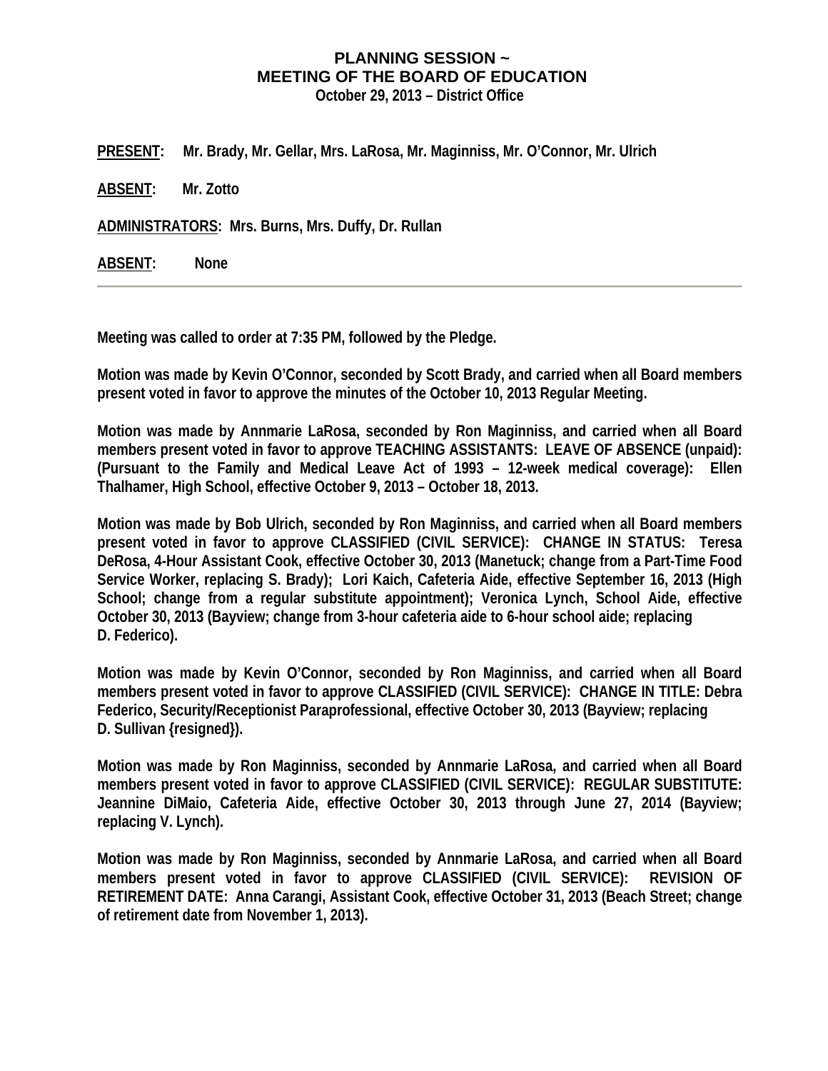# PLANNING SESSION ~
# MEETING OF THE BOARD OF EDUCATION
**October 29, 2013 – District Office**

**PRESENT:** Mr. Brady, Mr. Gellar, Mrs. LaRosa, Mr. Maginniss, Mr. O'Connor, Mr. Ulrich

**ABSENT:** Mr. Zotto

**ADMINISTRATORS:** Mrs. Burns, Mrs. Duffy, Dr. Rullan

**ABSENT:** None

---

**Meeting was called to order at 7:35 PM, followed by the Pledge.**

**Motion was made by Kevin O'Connor, seconded by Scott Brady, and carried when all Board members present voted in favor to approve the minutes of the October 10, 2013 Regular Meeting.**

**Motion was made by Annmarie LaRosa, seconded by Ron Maginniss, and carried when all Board members present voted in favor to approve TEACHING ASSISTANTS: LEAVE OF ABSENCE (unpaid): (Pursuant to the Family and Medical Leave Act of 1993 – 12-week medical coverage): Ellen Thalhamer, High School, effective October 9, 2013 – October 18, 2013.**

**Motion was made by Bob Ulrich, seconded by Ron Maginniss, and carried when all Board members present voted in favor to approve CLASSIFIED (CIVIL SERVICE): CHANGE IN STATUS: Teresa DeRosa, 4-Hour Assistant Cook, effective October 30, 2013 (Manetuck; change from a Part-Time Food Service Worker, replacing S. Brady); Lori Kaich, Cafeteria Aide, effective September 16, 2013 (High School; change from a regular substitute appointment); Veronica Lynch, School Aide, effective October 30, 2013 (Bayview; change from 3-hour cafeteria aide to 6-hour school aide; replacing D. Federico).**

**Motion was made by Kevin O'Connor, seconded by Ron Maginniss, and carried when all Board members present voted in favor to approve CLASSIFIED (CIVIL SERVICE): CHANGE IN TITLE: Debra Federico, Security/Receptionist Paraprofessional, effective October 30, 2013 (Bayview; replacing D. Sullivan {resigned}).**

**Motion was made by Ron Maginniss, seconded by Annmarie LaRosa, and carried when all Board members present voted in favor to approve CLASSIFIED (CIVIL SERVICE): REGULAR SUBSTITUTE: Jeannine DiMaio, Cafeteria Aide, effective October 30, 2013 through June 27, 2014 (Bayview; replacing V. Lynch).**

**Motion was made by Ron Maginniss, seconded by Annmarie LaRosa, and carried when all Board members present voted in favor to approve CLASSIFIED (CIVIL SERVICE): REVISION OF RETIREMENT DATE: Anna Carangi, Assistant Cook, effective October 31, 2013 (Beach Street; change of retirement date from November 1, 2013).**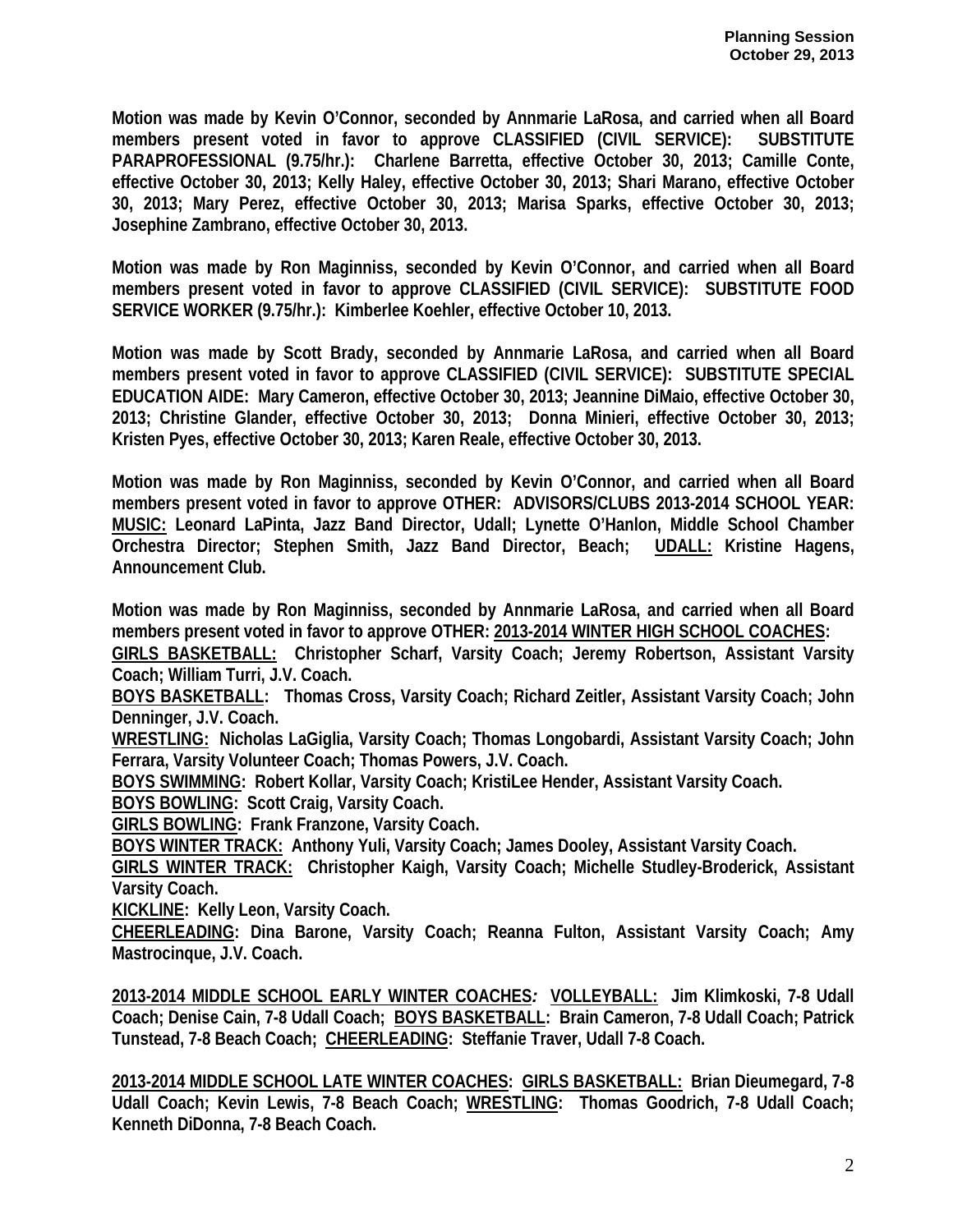**Motion was made by Kevin O'Connor, seconded by Annmarie LaRosa, and carried when all Board members present voted in favor to approve CLASSIFIED (CIVIL SERVICE): SUBSTITUTE PARAPROFESSIONAL (9.75/hr.): Charlene Barretta, effective October 30, 2013; Camille Conte, effective October 30, 2013; Kelly Haley, effective October 30, 2013; Shari Marano, effective October 30, 2013; Mary Perez, effective October 30, 2013; Marisa Sparks, effective October 30, 2013; Josephine Zambrano, effective October 30, 2013.**

**Motion was made by Ron Maginniss, seconded by Kevin O'Connor, and carried when all Board members present voted in favor to approve CLASSIFIED (CIVIL SERVICE): SUBSTITUTE FOOD SERVICE WORKER (9.75/hr.): Kimberlee Koehler, effective October 10, 2013.**

**Motion was made by Scott Brady, seconded by Annmarie LaRosa, and carried when all Board members present voted in favor to approve CLASSIFIED (CIVIL SERVICE): SUBSTITUTE SPECIAL EDUCATION AIDE: Mary Cameron, effective October 30, 2013; Jeannine DiMaio, effective October 30, 2013; Christine Glander, effective October 30, 2013; Donna Minieri, effective October 30, 2013; Kristen Pyes, effective October 30, 2013; Karen Reale, effective October 30, 2013.**

**Motion was made by Ron Maginniss, seconded by Kevin O'Connor, and carried when all Board members present voted in favor to approve OTHER: ADVISORS/CLUBS 2013-2014 SCHOOL YEAR: <u>MUSIC:</u> Leonard LaPinta, Jazz Band Director, Udall; Lynette O'Hanlon, Middle School Chamber Orchestra Director; Stephen Smith, Jazz Band Director, Beach; <u>UDALL:</u> Kristine Hagens, Announcement Club.**

**Motion was made by Ron Maginniss, seconded by Annmarie LaRosa, and carried when all Board members present voted in favor to approve OTHER: <u>2013-2014 WINTER HIGH SCHOOL COACHES</u>:**
**<u>GIRLS BASKETBALL:</u> Christopher Scharf, Varsity Coach; Jeremy Robertson, Assistant Varsity Coach; William Turri, J.V. Coach.**
**<u>BOYS BASKETBALL</u>: Thomas Cross, Varsity Coach; Richard Zeitler, Assistant Varsity Coach; John Denninger, J.V. Coach.**
**<u>WRESTLING:</u> Nicholas LaGiglia, Varsity Coach; Thomas Longobardi, Assistant Varsity Coach; John Ferrara, Varsity Volunteer Coach; Thomas Powers, J.V. Coach.**
**<u>BOYS SWIMMING</u>: Robert Kollar, Varsity Coach; KristiLee Hender, Assistant Varsity Coach.**
**<u>BOYS BOWLING</u>: Scott Craig, Varsity Coach.**
**<u>GIRLS BOWLING</u>: Frank Franzone, Varsity Coach.**
**<u>BOYS WINTER TRACK:</u> Anthony Yuli, Varsity Coach; James Dooley, Assistant Varsity Coach.**
**<u>GIRLS WINTER TRACK:</u> Christopher Kaigh, Varsity Coach; Michelle Studley-Broderick, Assistant Varsity Coach.**
**<u>KICKLINE</u>: Kelly Leon, Varsity Coach.**
**<u>CHEERLEADING</u>: Dina Barone, Varsity Coach; Reanna Fulton, Assistant Varsity Coach; Amy Mastrocinque, J.V. Coach.**

**<u>2013-2014 MIDDLE SCHOOL EARLY WINTER COACHES</u>: <u>VOLLEYBALL:</u> Jim Klimkoski, 7-8 Udall Coach; Denise Cain, 7-8 Udall Coach; <u>BOYS BASKETBALL</u>: Brain Cameron, 7-8 Udall Coach; Patrick Tunstead, 7-8 Beach Coach; <u>CHEERLEADING</u>: Steffanie Traver, Udall 7-8 Coach.**

**<u>2013-2014 MIDDLE SCHOOL LATE WINTER COACHES</u>: <u>GIRLS BASKETBALL:</u> Brian Dieumegard, 7-8 Udall Coach; Kevin Lewis, 7-8 Beach Coach; <u>WRESTLING</u>: Thomas Goodrich, 7-8 Udall Coach; Kenneth DiDonna, 7-8 Beach Coach.**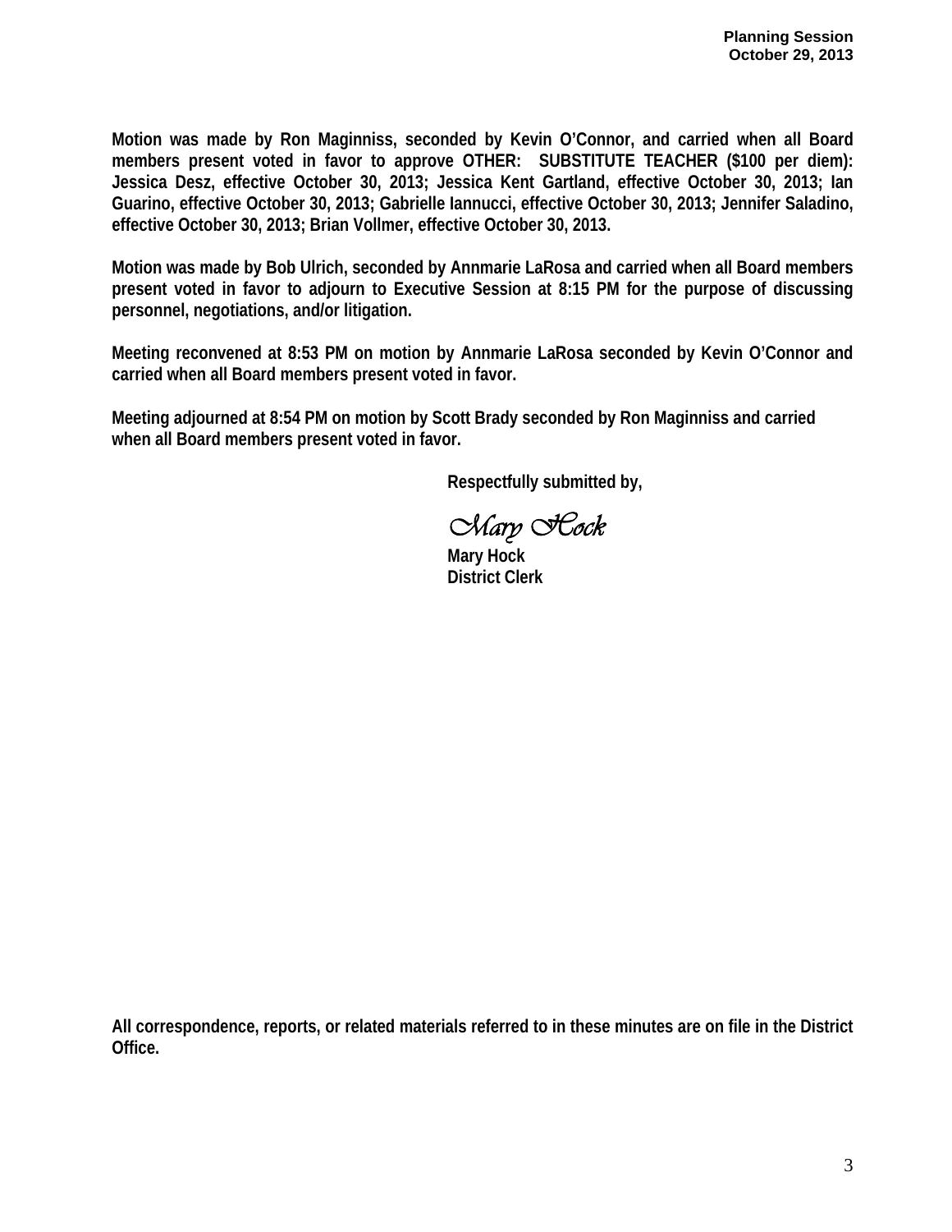**Motion was made by Ron Maginniss, seconded by Kevin O'Connor, and carried when all Board members present voted in favor to approve OTHER: SUBSTITUTE TEACHER ($100 per diem): Jessica Desz, effective October 30, 2013; Jessica Kent Gartland, effective October 30, 2013; Ian Guarino, effective October 30, 2013; Gabrielle Iannucci, effective October 30, 2013; Jennifer Saladino, effective October 30, 2013; Brian Vollmer, effective October 30, 2013.**

**Motion was made by Bob Ulrich, seconded by Annmarie LaRosa and carried when all Board members present voted in favor to adjourn to Executive Session at 8:15 PM for the purpose of discussing personnel, negotiations, and/or litigation.**

**Meeting reconvened at 8:53 PM on motion by Annmarie LaRosa seconded by Kevin O'Connor and carried when all Board members present voted in favor.**

**Meeting adjourned at 8:54 PM on motion by Scott Brady seconded by Ron Maginniss and carried when all Board members present voted in favor.**

**Respectfully submitted by,**

*Mary Hock*

**Mary Hock**
**District Clerk**

**All correspondence, reports, or related materials referred to in these minutes are on file in the District Office.**